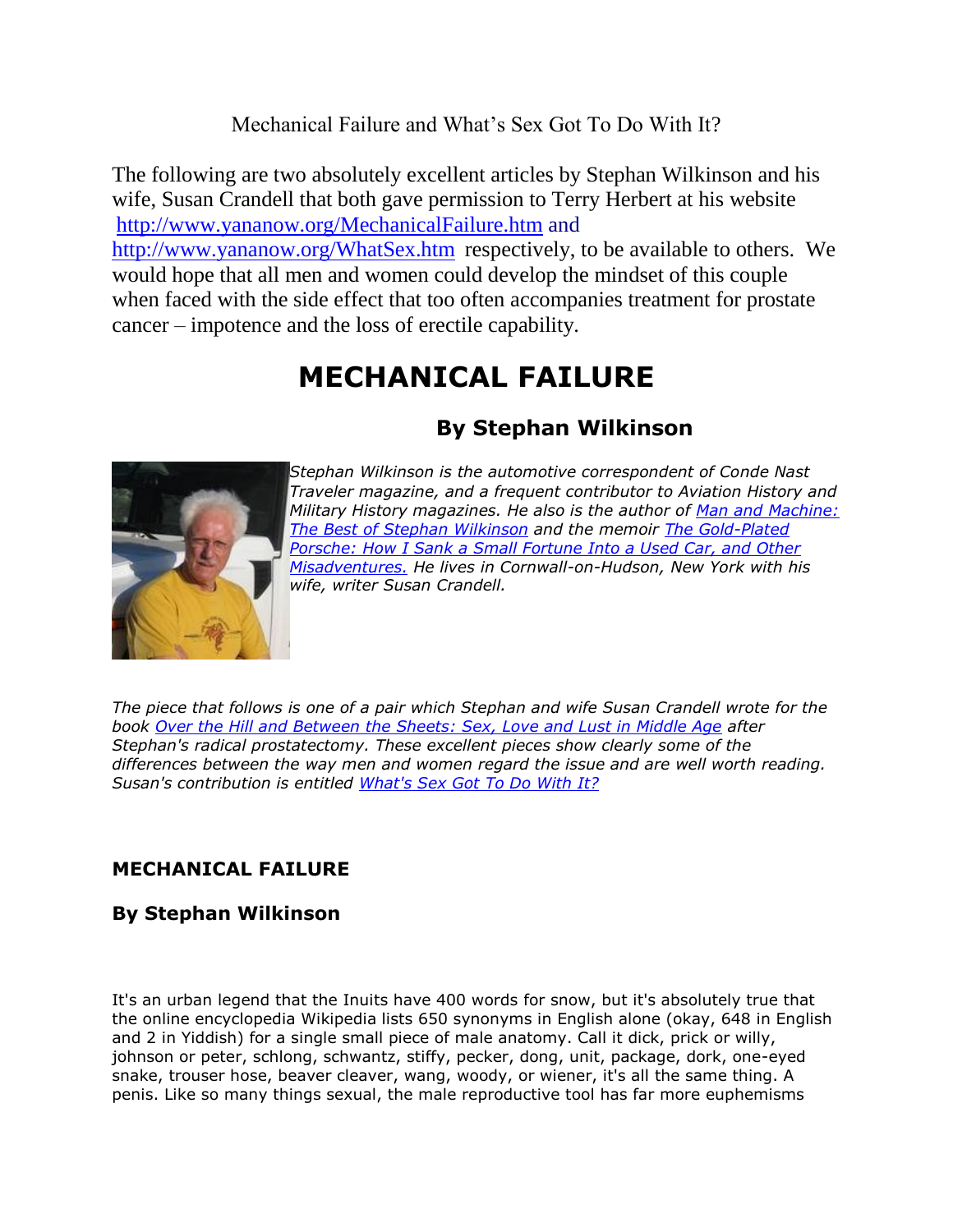Mechanical Failure and What's Sex Got To Do With It?

The following are two absolutely excellent articles by Stephan Wilkinson and his wife, Susan Crandell that both gave permission to Terry Herbert at his website http://www.yananow.org/MechanicalFailure.htm and http://www.yananow.org/WhatSex.htm respectively, to be available to others. We would hope that all men and women could develop the mindset of this couple when faced with the side effect that too often accompanies treatment for prostate cancer – impotence and the loss of erectile capability.

# MECHANICAL FAILURE

## By Stephan Wilkinson

*Stephan Wilkinson is the automotive correspondent of Conde Nast Traveler magazine, and a frequent contributor to Aviation History and Military History magazines. He also is the author of [Man and Machine: The Best of Stephan Wilkinson]() and the memoir [The Gold-Plated Porsche: How I Sank a Small Fortune Into a Used Car, and Other Misadventures.]() He lives in Cornwall-on-Hudson, New York with his wife, writer Susan Crandell.*

*The piece that follows is one of a pair which Stephan and wife Susan Crandell wrote for the book [Over the Hill and Between the Sheets: Sex, Love and Lust in Middle Age]() after Stephan's radical prostatectomy. These excellent pieces show clearly some of the differences between the way men and women regard the issue and are well worth reading. Susan's contribution is entitled [What's Sex Got To Do With It?]()*

### MECHANICAL FAILURE

### By Stephan Wilkinson

It's an urban legend that the Inuits have 400 words for snow, but it's absolutely true that the online encyclopedia Wikipedia lists 650 synonyms in English alone (okay, 648 in English and 2 in Yiddish) for a single small piece of male anatomy. Call it dick, prick or willy, johnson or peter, schlong, schwantz, stiffy, pecker, dong, unit, package, dork, one-eyed snake, trouser hose, beaver cleaver, wang, woody, or wiener, it's all the same thing. A penis. Like so many things sexual, the male reproductive tool has far more euphemisms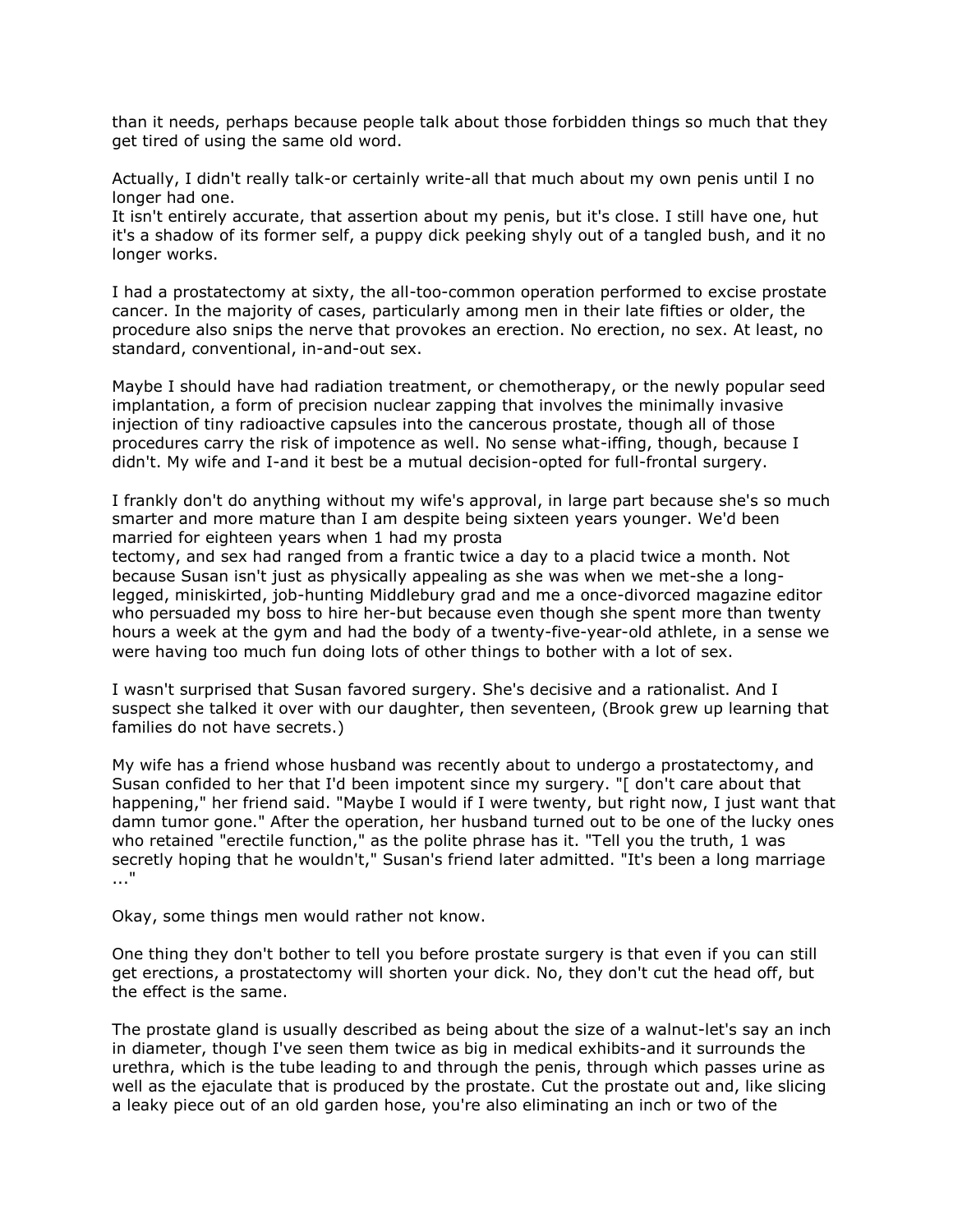than it needs, perhaps because people talk about those forbidden things so much that they get tired of using the same old word.

Actually, I didn't really talk-or certainly write-all that much about my own penis until I no longer had one.
It isn't entirely accurate, that assertion about my penis, but it's close. I still have one, hut it's a shadow of its former self, a puppy dick peeking shyly out of a tangled bush, and it no longer works.

I had a prostatectomy at sixty, the all-too-common operation performed to excise prostate cancer. In the majority of cases, particularly among men in their late fifties or older, the procedure also snips the nerve that provokes an erection. No erection, no sex. At least, no standard, conventional, in-and-out sex.

Maybe I should have had radiation treatment, or chemotherapy, or the newly popular seed implantation, a form of precision nuclear zapping that involves the minimally invasive injection of tiny radioactive capsules into the cancerous prostate, though all of those procedures carry the risk of impotence as well. No sense what-iffing, though, because I didn't. My wife and I-and it best be a mutual decision-opted for full-frontal surgery.

I frankly don't do anything without my wife's approval, in large part because she's so much smarter and more mature than I am despite being sixteen years younger. We'd been married for eighteen years when 1 had my prosta
tectomy, and sex had ranged from a frantic twice a day to a placid twice a month. Not because Susan isn't just as physically appealing as she was when we met-she a long-legged, miniskirted, job-hunting Middlebury grad and me a once-divorced magazine editor who persuaded my boss to hire her-but because even though she spent more than twenty hours a week at the gym and had the body of a twenty-five-year-old athlete, in a sense we were having too much fun doing lots of other things to bother with a lot of sex.

I wasn't surprised that Susan favored surgery. She's decisive and a rationalist. And I suspect she talked it over with our daughter, then seventeen, (Brook grew up learning that families do not have secrets.)

My wife has a friend whose husband was recently about to undergo a prostatectomy, and Susan confided to her that I'd been impotent since my surgery. "[ don't care about that happening," her friend said. "Maybe I would if I were twenty, but right now, I just want that damn tumor gone." After the operation, her husband turned out to be one of the lucky ones who retained "erectile function," as the polite phrase has it. "Tell you the truth, 1 was secretly hoping that he wouldn't," Susan's friend later admitted. "It's been a long marriage ..."

Okay, some things men would rather not know.

One thing they don't bother to tell you before prostate surgery is that even if you can still get erections, a prostatectomy will shorten your dick. No, they don't cut the head off, but the effect is the same.

The prostate gland is usually described as being about the size of a walnut-let's say an inch in diameter, though I've seen them twice as big in medical exhibits-and it surrounds the urethra, which is the tube leading to and through the penis, through which passes urine as well as the ejaculate that is produced by the prostate. Cut the prostate out and, like slicing a leaky piece out of an old garden hose, you're also eliminating an inch or two of the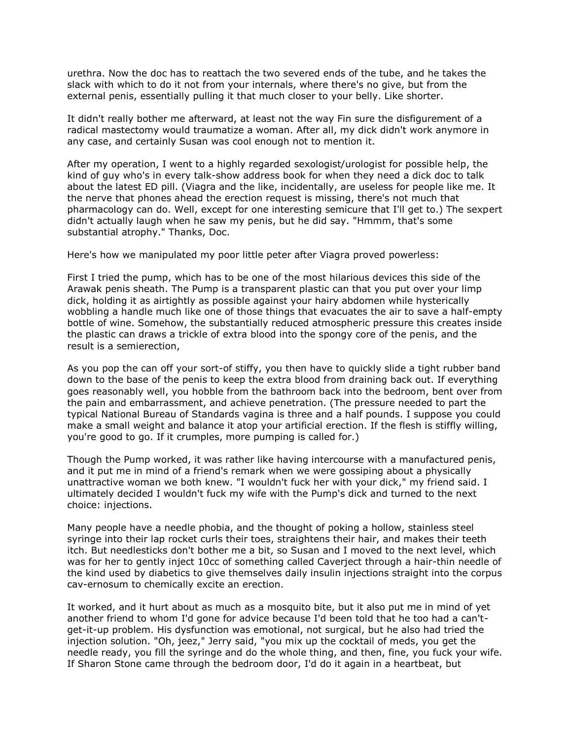urethra. Now the doc has to reattach the two severed ends of the tube, and he takes the slack with which to do it not from your internals, where there's no give, but from the external penis, essentially pulling it that much closer to your belly. Like shorter.

It didn't really bother me afterward, at least not the way Fin sure the disfigurement of a radical mastectomy would traumatize a woman. After all, my dick didn't work anymore in any case, and certainly Susan was cool enough not to mention it.

After my operation, I went to a highly regarded sexologist/urologist for possible help, the kind of guy who's in every talk-show address book for when they need a dick doc to talk about the latest ED pill. (Viagra and the like, incidentally, are useless for people like me. It the nerve that phones ahead the erection request is missing, there's not much that pharmacology can do. Well, except for one interesting semicure that I'll get to.) The sexpert didn't actually laugh when he saw my penis, but he did say. "Hmmm, that's some substantial atrophy." Thanks, Doc.

Here's how we manipulated my poor little peter after Viagra proved powerless:

First I tried the pump, which has to be one of the most hilarious devices this side of the Arawak penis sheath. The Pump is a transparent plastic can that you put over your limp dick, holding it as airtightly as possible against your hairy abdomen while hysterically wobbling a handle much like one of those things that evacuates the air to save a half-empty bottle of wine. Somehow, the substantially reduced atmospheric pressure this creates inside the plastic can draws a trickle of extra blood into the spongy core of the penis, and the result is a semierection,

As you pop the can off your sort-of stiffy, you then have to quickly slide a tight rubber band down to the base of the penis to keep the extra blood from draining back out. If everything goes reasonably well, you hobble from the bathroom back into the bedroom, bent over from the pain and embarrassment, and achieve penetration. (The pressure needed to part the typical National Bureau of Standards vagina is three and a half pounds. I suppose you could make a small weight and balance it atop your artificial erection. If the flesh is stiffly willing, you're good to go. If it crumples, more pumping is called for.)

Though the Pump worked, it was rather like having intercourse with a manufactured penis, and it put me in mind of a friend's remark when we were gossiping about a physically unattractive woman we both knew. "I wouldn't fuck her with your dick," my friend said. I ultimately decided I wouldn't fuck my wife with the Pump's dick and turned to the next choice: injections.

Many people have a needle phobia, and the thought of poking a hollow, stainless steel syringe into their lap rocket curls their toes, straightens their hair, and makes their teeth itch. But needlesticks don't bother me a bit, so Susan and I moved to the next level, which was for her to gently inject 10cc of something called Caverject through a hair-thin needle of the kind used by diabetics to give themselves daily insulin injections straight into the corpus cav-ernosum to chemically excite an erection.

It worked, and it hurt about as much as a mosquito bite, but it also put me in mind of yet another friend to whom I'd gone for advice because I'd been told that he too had a can't-get-it-up problem. His dysfunction was emotional, not surgical, but he also had tried the injection solution. "Oh, jeez," Jerry said, "you mix up the cocktail of meds, you get the needle ready, you fill the syringe and do the whole thing, and then, fine, you fuck your wife. If Sharon Stone came through the bedroom door, I'd do it again in a heartbeat, but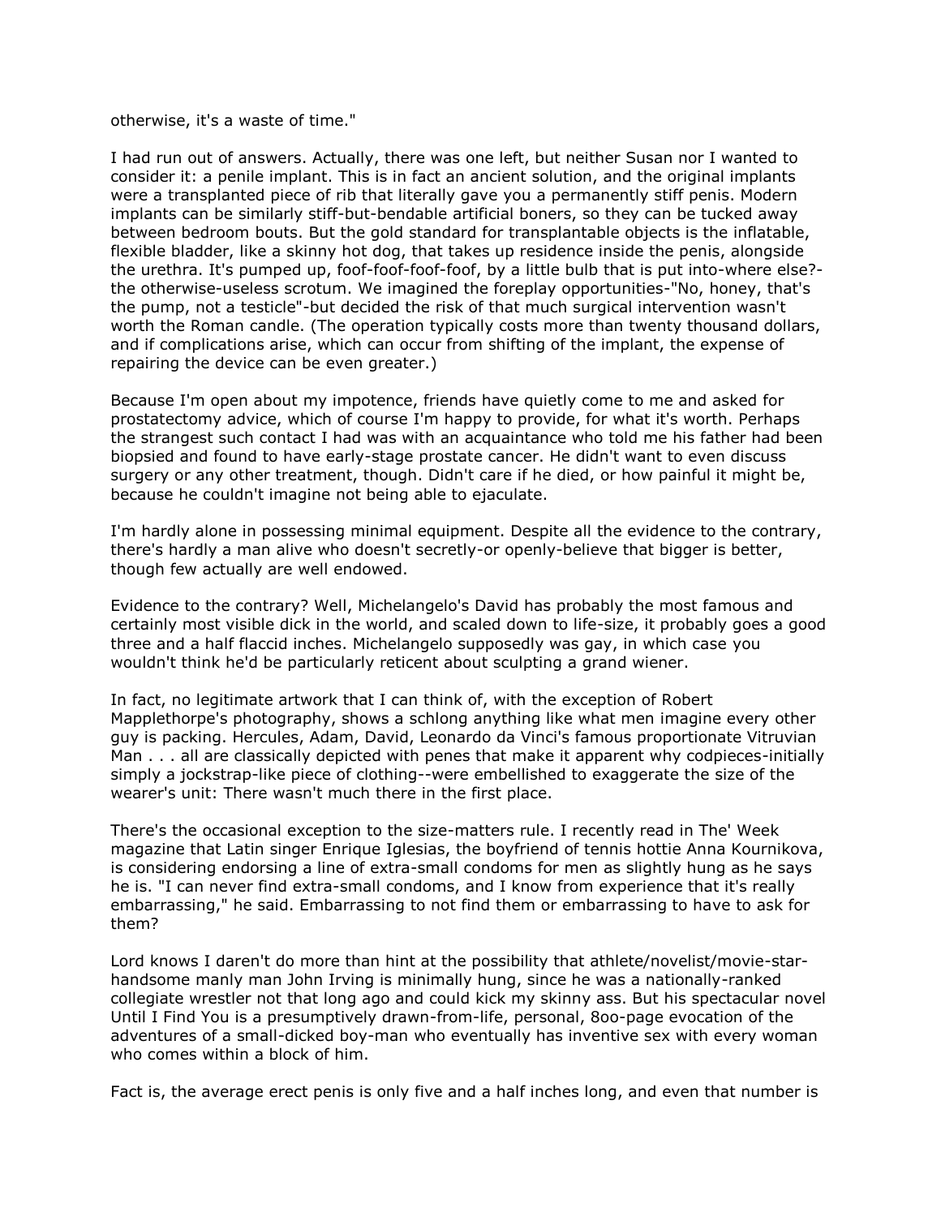otherwise, it's a waste of time."

I had run out of answers. Actually, there was one left, but neither Susan nor I wanted to consider it: a penile implant. This is in fact an ancient solution, and the original implants were a transplanted piece of rib that literally gave you a permanently stiff penis. Modern implants can be similarly stiff-but-bendable artificial boners, so they can be tucked away between bedroom bouts. But the gold standard for transplantable objects is the inflatable, flexible bladder, like a skinny hot dog, that takes up residence inside the penis, alongside the urethra. It's pumped up, foof-foof-foof-foof, by a little bulb that is put into-where else?-the otherwise-useless scrotum. We imagined the foreplay opportunities-"No, honey, that's the pump, not a testicle"-but decided the risk of that much surgical intervention wasn't worth the Roman candle. (The operation typically costs more than twenty thousand dollars, and if complications arise, which can occur from shifting of the implant, the expense of repairing the device can be even greater.)

Because I'm open about my impotence, friends have quietly come to me and asked for prostatectomy advice, which of course I'm happy to provide, for what it's worth. Perhaps the strangest such contact I had was with an acquaintance who told me his father had been biopsied and found to have early-stage prostate cancer. He didn't want to even discuss surgery or any other treatment, though. Didn't care if he died, or how painful it might be, because he couldn't imagine not being able to ejaculate.

I'm hardly alone in possessing minimal equipment. Despite all the evidence to the contrary, there's hardly a man alive who doesn't secretly-or openly-believe that bigger is better, though few actually are well endowed.

Evidence to the contrary? Well, Michelangelo's David has probably the most famous and certainly most visible dick in the world, and scaled down to life-size, it probably goes a good three and a half flaccid inches. Michelangelo supposedly was gay, in which case you wouldn't think he'd be particularly reticent about sculpting a grand wiener.

In fact, no legitimate artwork that I can think of, with the exception of Robert Mapplethorpe's photography, shows a schlong anything like what men imagine every other guy is packing. Hercules, Adam, David, Leonardo da Vinci's famous proportionate Vitruvian Man . . . all are classically depicted with penes that make it apparent why codpieces-initially simply a jockstrap-like piece of clothing--were embellished to exaggerate the size of the wearer's unit: There wasn't much there in the first place.

There's the occasional exception to the size-matters rule. I recently read in The' Week magazine that Latin singer Enrique Iglesias, the boyfriend of tennis hottie Anna Kournikova, is considering endorsing a line of extra-small condoms for men as slightly hung as he says he is. "I can never find extra-small condoms, and I know from experience that it's really embarrassing," he said. Embarrassing to not find them or embarrassing to have to ask for them?

Lord knows I daren't do more than hint at the possibility that athlete/novelist/movie-star-handsome manly man John Irving is minimally hung, since he was a nationally-ranked collegiate wrestler not that long ago and could kick my skinny ass. But his spectacular novel Until I Find You is a presumptively drawn-from-life, personal, 8oo-page evocation of the adventures of a small-dicked boy-man who eventually has inventive sex with every woman who comes within a block of him.

Fact is, the average erect penis is only five and a half inches long, and even that number is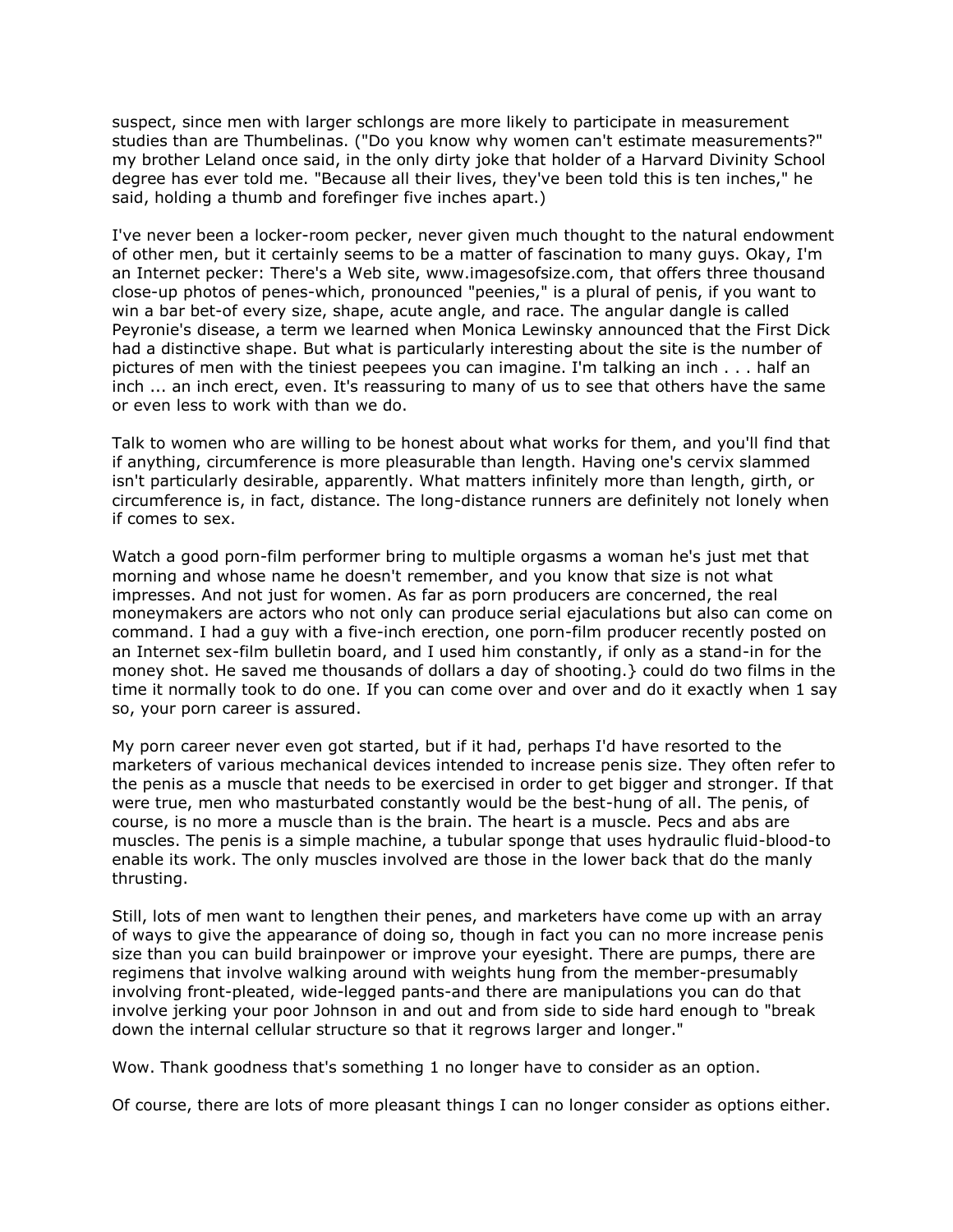suspect, since men with larger schlongs are more likely to participate in measurement studies than are Thumbelinas. ("Do you know why women can't estimate measurements?" my brother Leland once said, in the only dirty joke that holder of a Harvard Divinity School degree has ever told me. "Because all their lives, they've been told this is ten inches," he said, holding a thumb and forefinger five inches apart.)

I've never been a locker-room pecker, never given much thought to the natural endowment of other men, but it certainly seems to be a matter of fascination to many guys. Okay, I'm an Internet pecker: There's a Web site, www.imagesofsize.com, that offers three thousand close-up photos of penes-which, pronounced "peenies," is a plural of penis, if you want to win a bar bet-of every size, shape, acute angle, and race. The angular dangle is called Peyronie's disease, a term we learned when Monica Lewinsky announced that the First Dick had a distinctive shape. But what is particularly interesting about the site is the number of pictures of men with the tiniest peepees you can imagine. I'm talking an inch . . . half an inch ... an inch erect, even. It's reassuring to many of us to see that others have the same or even less to work with than we do.

Talk to women who are willing to be honest about what works for them, and you'll find that if anything, circumference is more pleasurable than length. Having one's cervix slammed isn't particularly desirable, apparently. What matters infinitely more than length, girth, or circumference is, in fact, distance. The long-distance runners are definitely not lonely when if comes to sex.

Watch a good porn-film performer bring to multiple orgasms a woman he's just met that morning and whose name he doesn't remember, and you know that size is not what impresses. And not just for women. As far as porn producers are concerned, the real moneymakers are actors who not only can produce serial ejaculations but also can come on command. I had a guy with a five-inch erection, one porn-film producer recently posted on an Internet sex-film bulletin board, and I used him constantly, if only as a stand-in for the money shot. He saved me thousands of dollars a day of shooting.} could do two films in the time it normally took to do one. If you can come over and over and do it exactly when 1 say so, your porn career is assured.

My porn career never even got started, but if it had, perhaps I'd have resorted to the marketers of various mechanical devices intended to increase penis size. They often refer to the penis as a muscle that needs to be exercised in order to get bigger and stronger. If that were true, men who masturbated constantly would be the best-hung of all. The penis, of course, is no more a muscle than is the brain. The heart is a muscle. Pecs and abs are muscles. The penis is a simple machine, a tubular sponge that uses hydraulic fluid-blood-to enable its work. The only muscles involved are those in the lower back that do the manly thrusting.

Still, lots of men want to lengthen their penes, and marketers have come up with an array of ways to give the appearance of doing so, though in fact you can no more increase penis size than you can build brainpower or improve your eyesight. There are pumps, there are regimens that involve walking around with weights hung from the member-presumably involving front-pleated, wide-legged pants-and there are manipulations you can do that involve jerking your poor Johnson in and out and from side to side hard enough to "break down the internal cellular structure so that it regrows larger and longer."

Wow. Thank goodness that's something 1 no longer have to consider as an option.

Of course, there are lots of more pleasant things I can no longer consider as options either.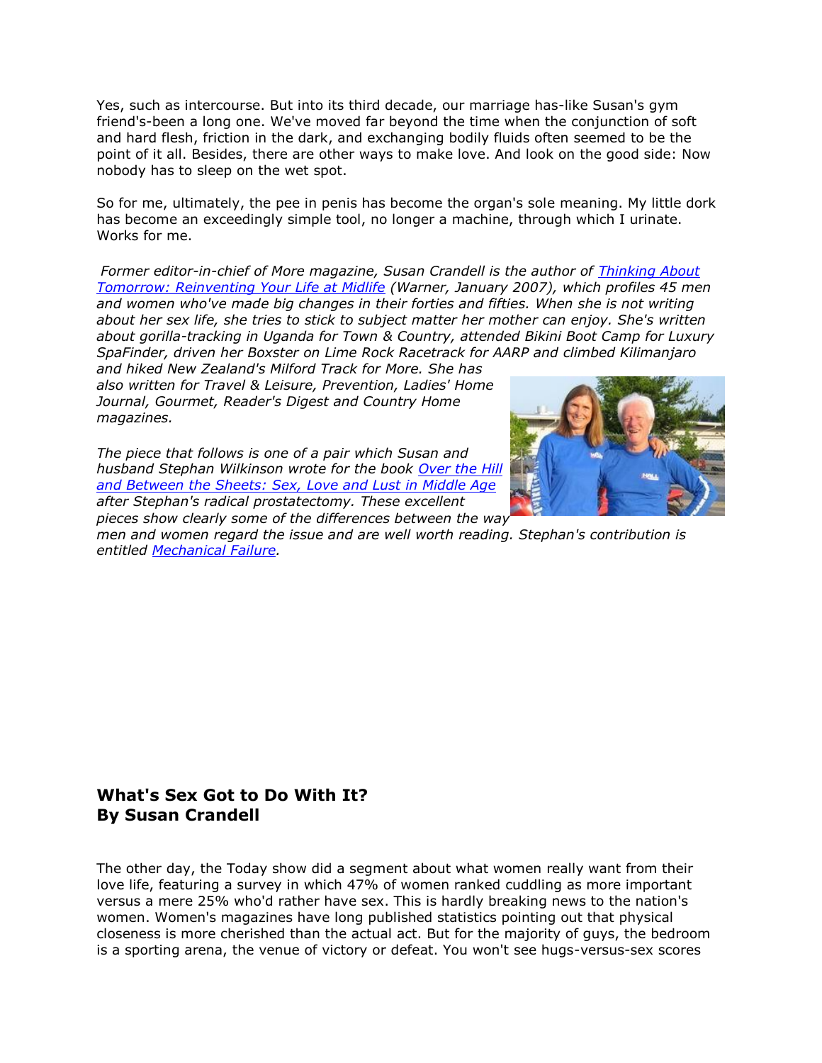Yes, such as intercourse. But into its third decade, our marriage has-like Susan's gym friend's-been a long one. We've moved far beyond the time when the conjunction of soft and hard flesh, friction in the dark, and exchanging bodily fluids often seemed to be the point of it all. Besides, there are other ways to make love. And look on the good side: Now nobody has to sleep on the wet spot.

So for me, ultimately, the pee in penis has become the organ's sole meaning. My little dork has become an exceedingly simple tool, no longer a machine, through which I urinate. Works for me.

*Former editor-in-chief of More magazine, Susan Crandell is the author of [Thinking About Tomorrow: Reinventing Your Life at Midlife] (Warner, January 2007), which profiles 45 men and women who've made big changes in their forties and fifties. When she is not writing about her sex life, she tries to stick to subject matter her mother can enjoy. She's written about gorilla-tracking in Uganda for Town & Country, attended Bikini Boot Camp for Luxury SpaFinder, driven her Boxster on Lime Rock Racetrack for AARP and climbed Kilimanjaro and hiked New Zealand's Milford Track for More. She has also written for Travel & Leisure, Prevention, Ladies' Home Journal, Gourmet, Reader's Digest and Country Home magazines.*

*The piece that follows is one of a pair which Susan and husband Stephan Wilkinson wrote for the book [Over the Hill and Between the Sheets: Sex, Love and Lust in Middle Age] after Stephan's radical prostatectomy. These excellent pieces show clearly some of the differences between the way men and women regard the issue and are well worth reading. Stephan's contribution is entitled [Mechanical Failure].*

## What's Sex Got to Do With It?
## By Susan Crandell

The other day, the Today show did a segment about what women really want from their love life, featuring a survey in which 47% of women ranked cuddling as more important versus a mere 25% who'd rather have sex. This is hardly breaking news to the nation's women. Women's magazines have long published statistics pointing out that physical closeness is more cherished than the actual act. But for the majority of guys, the bedroom is a sporting arena, the venue of victory or defeat. You won't see hugs-versus-sex scores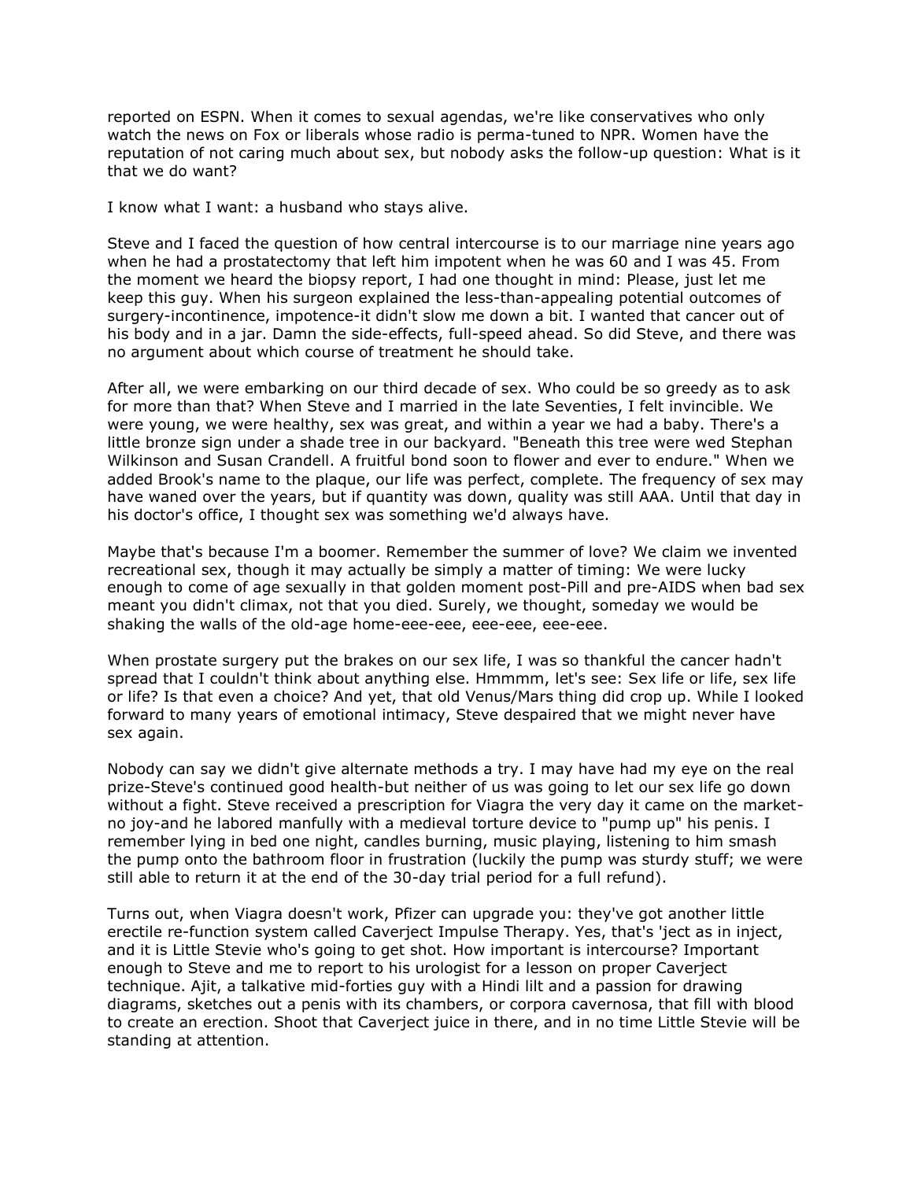reported on ESPN. When it comes to sexual agendas, we're like conservatives who only watch the news on Fox or liberals whose radio is perma-tuned to NPR. Women have the reputation of not caring much about sex, but nobody asks the follow-up question: What is it that we do want?

I know what I want: a husband who stays alive.

Steve and I faced the question of how central intercourse is to our marriage nine years ago when he had a prostatectomy that left him impotent when he was 60 and I was 45. From the moment we heard the biopsy report, I had one thought in mind: Please, just let me keep this guy. When his surgeon explained the less-than-appealing potential outcomes of surgery-incontinence, impotence-it didn't slow me down a bit. I wanted that cancer out of his body and in a jar. Damn the side-effects, full-speed ahead. So did Steve, and there was no argument about which course of treatment he should take.

After all, we were embarking on our third decade of sex. Who could be so greedy as to ask for more than that? When Steve and I married in the late Seventies, I felt invincible. We were young, we were healthy, sex was great, and within a year we had a baby. There's a little bronze sign under a shade tree in our backyard. "Beneath this tree were wed Stephan Wilkinson and Susan Crandell. A fruitful bond soon to flower and ever to endure." When we added Brook's name to the plaque, our life was perfect, complete. The frequency of sex may have waned over the years, but if quantity was down, quality was still AAA. Until that day in his doctor's office, I thought sex was something we'd always have.

Maybe that's because I'm a boomer. Remember the summer of love? We claim we invented recreational sex, though it may actually be simply a matter of timing: We were lucky enough to come of age sexually in that golden moment post-Pill and pre-AIDS when bad sex meant you didn't climax, not that you died. Surely, we thought, someday we would be shaking the walls of the old-age home-eee-eee, eee-eee, eee-eee.

When prostate surgery put the brakes on our sex life, I was so thankful the cancer hadn't spread that I couldn't think about anything else. Hmmmm, let's see: Sex life or life, sex life or life? Is that even a choice? And yet, that old Venus/Mars thing did crop up. While I looked forward to many years of emotional intimacy, Steve despaired that we might never have sex again.

Nobody can say we didn't give alternate methods a try. I may have had my eye on the real prize-Steve's continued good health-but neither of us was going to let our sex life go down without a fight. Steve received a prescription for Viagra the very day it came on the market-no joy-and he labored manfully with a medieval torture device to "pump up" his penis. I remember lying in bed one night, candles burning, music playing, listening to him smash the pump onto the bathroom floor in frustration (luckily the pump was sturdy stuff; we were still able to return it at the end of the 30-day trial period for a full refund).

Turns out, when Viagra doesn't work, Pfizer can upgrade you: they've got another little erectile re-function system called Caverject Impulse Therapy. Yes, that's 'ject as in inject, and it is Little Stevie who's going to get shot. How important is intercourse? Important enough to Steve and me to report to his urologist for a lesson on proper Caverject technique. Ajit, a talkative mid-forties guy with a Hindi lilt and a passion for drawing diagrams, sketches out a penis with its chambers, or corpora cavernosa, that fill with blood to create an erection. Shoot that Caverject juice in there, and in no time Little Stevie will be standing at attention.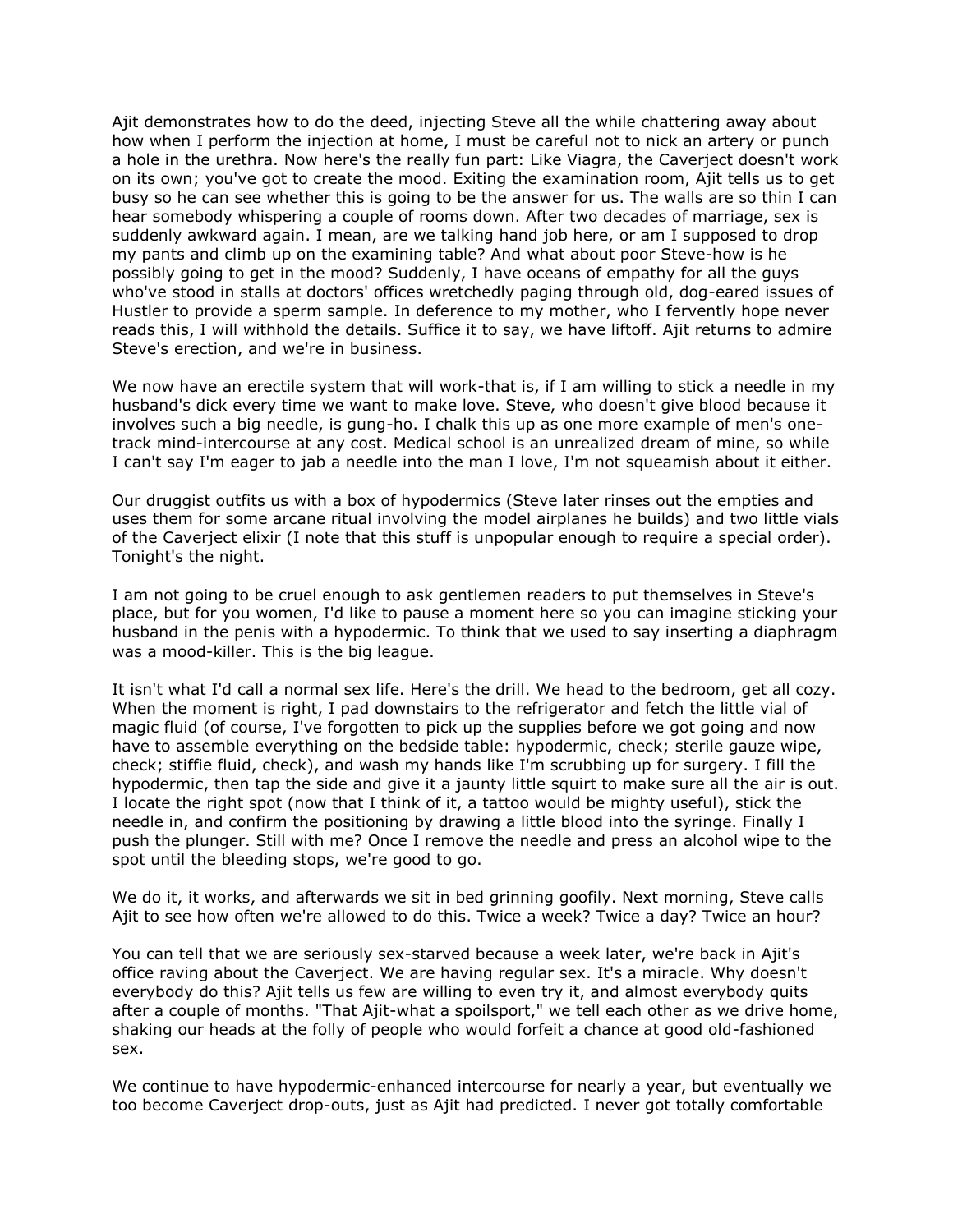Ajit demonstrates how to do the deed, injecting Steve all the while chattering away about how when I perform the injection at home, I must be careful not to nick an artery or punch a hole in the urethra. Now here's the really fun part: Like Viagra, the Caverject doesn't work on its own; you've got to create the mood. Exiting the examination room, Ajit tells us to get busy so he can see whether this is going to be the answer for us. The walls are so thin I can hear somebody whispering a couple of rooms down. After two decades of marriage, sex is suddenly awkward again. I mean, are we talking hand job here, or am I supposed to drop my pants and climb up on the examining table? And what about poor Steve-how is he possibly going to get in the mood? Suddenly, I have oceans of empathy for all the guys who've stood in stalls at doctors' offices wretchedly paging through old, dog-eared issues of Hustler to provide a sperm sample. In deference to my mother, who I fervently hope never reads this, I will withhold the details. Suffice it to say, we have liftoff. Ajit returns to admire Steve's erection, and we're in business.

We now have an erectile system that will work-that is, if I am willing to stick a needle in my husband's dick every time we want to make love. Steve, who doesn't give blood because it involves such a big needle, is gung-ho. I chalk this up as one more example of men's one-track mind-intercourse at any cost. Medical school is an unrealized dream of mine, so while I can't say I'm eager to jab a needle into the man I love, I'm not squeamish about it either.

Our druggist outfits us with a box of hypodermics (Steve later rinses out the empties and uses them for some arcane ritual involving the model airplanes he builds) and two little vials of the Caverject elixir (I note that this stuff is unpopular enough to require a special order). Tonight's the night.

I am not going to be cruel enough to ask gentlemen readers to put themselves in Steve's place, but for you women, I'd like to pause a moment here so you can imagine sticking your husband in the penis with a hypodermic. To think that we used to say inserting a diaphragm was a mood-killer. This is the big league.

It isn't what I'd call a normal sex life. Here's the drill. We head to the bedroom, get all cozy. When the moment is right, I pad downstairs to the refrigerator and fetch the little vial of magic fluid (of course, I've forgotten to pick up the supplies before we got going and now have to assemble everything on the bedside table: hypodermic, check; sterile gauze wipe, check; stiffie fluid, check), and wash my hands like I'm scrubbing up for surgery. I fill the hypodermic, then tap the side and give it a jaunty little squirt to make sure all the air is out. I locate the right spot (now that I think of it, a tattoo would be mighty useful), stick the needle in, and confirm the positioning by drawing a little blood into the syringe. Finally I push the plunger. Still with me? Once I remove the needle and press an alcohol wipe to the spot until the bleeding stops, we're good to go.

We do it, it works, and afterwards we sit in bed grinning goofily. Next morning, Steve calls Ajit to see how often we're allowed to do this. Twice a week? Twice a day? Twice an hour?

You can tell that we are seriously sex-starved because a week later, we're back in Ajit's office raving about the Caverject. We are having regular sex. It's a miracle. Why doesn't everybody do this? Ajit tells us few are willing to even try it, and almost everybody quits after a couple of months. "That Ajit-what a spoilsport," we tell each other as we drive home, shaking our heads at the folly of people who would forfeit a chance at good old-fashioned sex.

We continue to have hypodermic-enhanced intercourse for nearly a year, but eventually we too become Caverject drop-outs, just as Ajit had predicted. I never got totally comfortable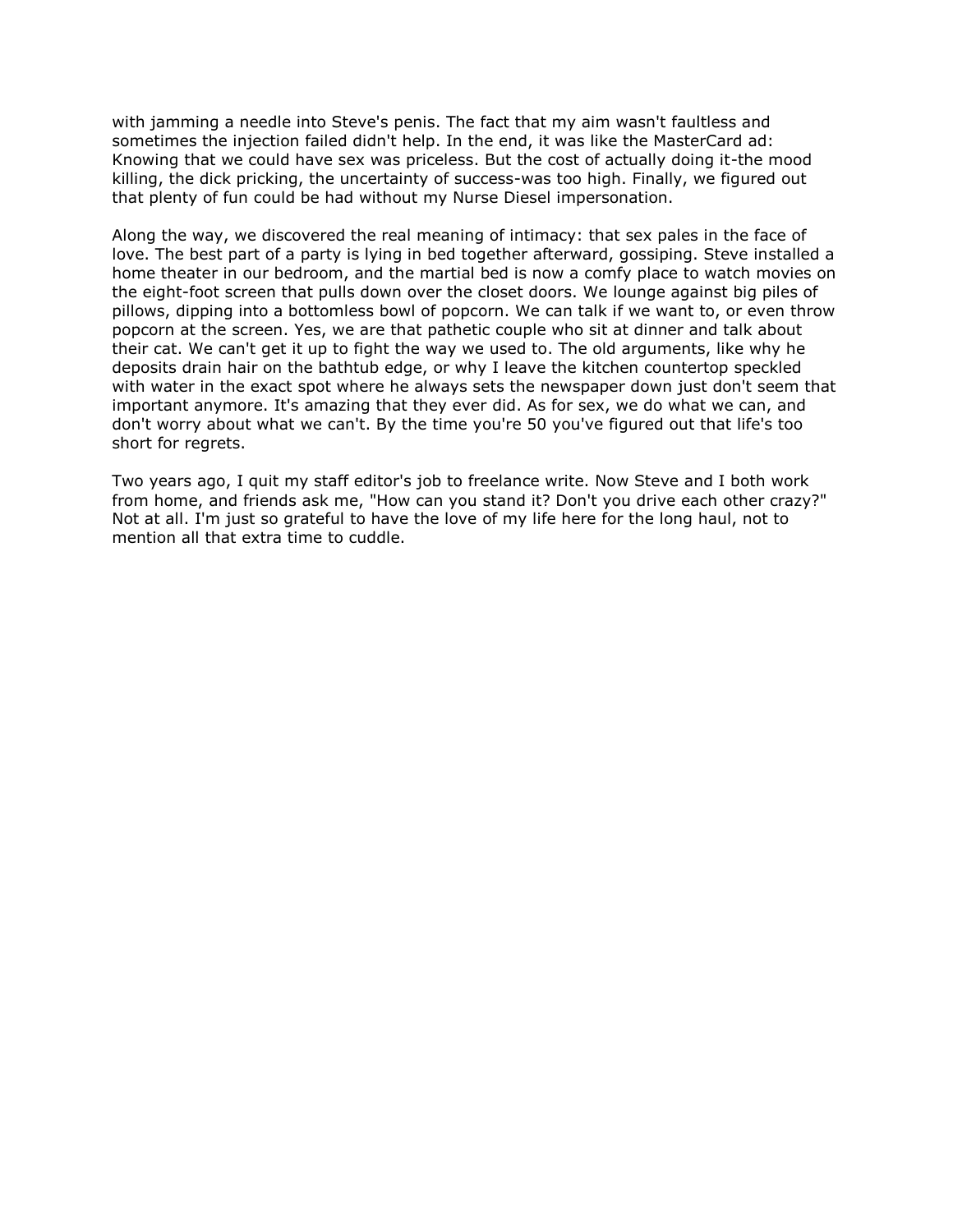with jamming a needle into Steve's penis. The fact that my aim wasn't faultless and sometimes the injection failed didn't help. In the end, it was like the MasterCard ad: Knowing that we could have sex was priceless. But the cost of actually doing it-the mood killing, the dick pricking, the uncertainty of success-was too high. Finally, we figured out that plenty of fun could be had without my Nurse Diesel impersonation.

Along the way, we discovered the real meaning of intimacy: that sex pales in the face of love. The best part of a party is lying in bed together afterward, gossiping. Steve installed a home theater in our bedroom, and the martial bed is now a comfy place to watch movies on the eight-foot screen that pulls down over the closet doors. We lounge against big piles of pillows, dipping into a bottomless bowl of popcorn. We can talk if we want to, or even throw popcorn at the screen. Yes, we are that pathetic couple who sit at dinner and talk about their cat. We can't get it up to fight the way we used to. The old arguments, like why he deposits drain hair on the bathtub edge, or why I leave the kitchen countertop speckled with water in the exact spot where he always sets the newspaper down just don't seem that important anymore. It's amazing that they ever did. As for sex, we do what we can, and don't worry about what we can't. By the time you're 50 you've figured out that life's too short for regrets.

Two years ago, I quit my staff editor's job to freelance write. Now Steve and I both work from home, and friends ask me, "How can you stand it? Don't you drive each other crazy?" Not at all. I'm just so grateful to have the love of my life here for the long haul, not to mention all that extra time to cuddle.